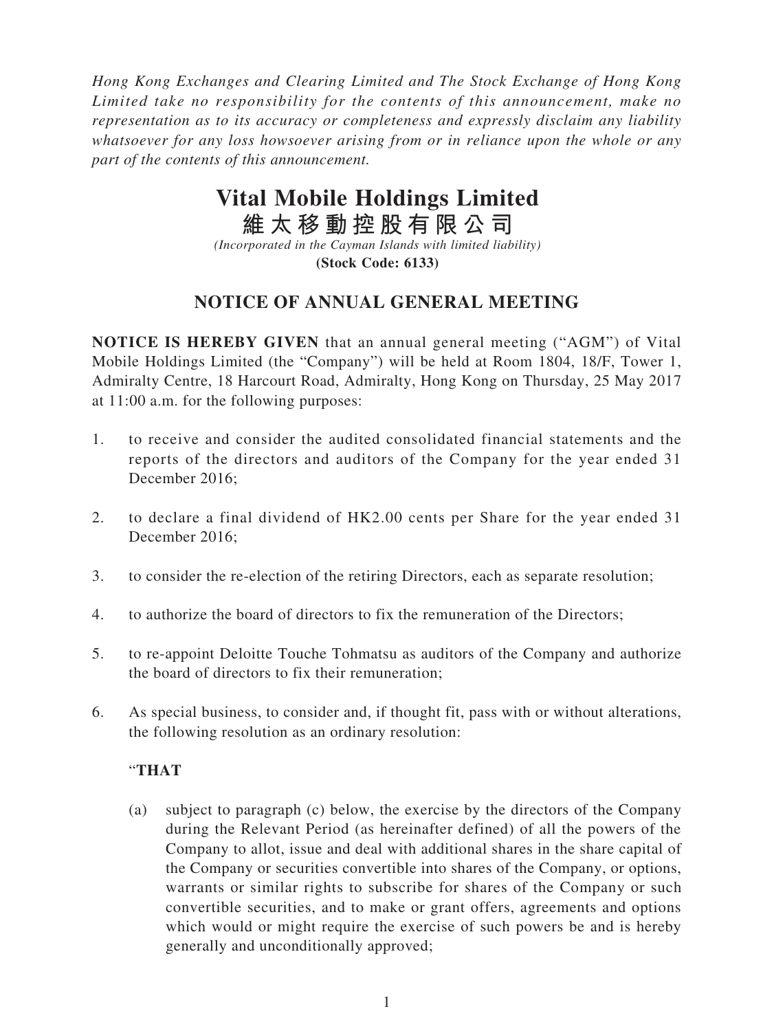*Hong Kong Exchanges and Clearing Limited and The Stock Exchange of Hong Kong Limited take no responsibility for the contents of this announcement, make no representation as to its accuracy or completeness and expressly disclaim any liability whatsoever for any loss howsoever arising from or in reliance upon the whole or any part of the contents of this announcement.*

# Vital Mobile Holdings Limited
# 維太移動控股有限公司

*(Incorporated in the Cayman Islands with limited liability)*
**(Stock Code: 6133)**

## NOTICE OF ANNUAL GENERAL MEETING

**NOTICE IS HEREBY GIVEN** that an annual general meeting ("AGM") of Vital Mobile Holdings Limited (the "Company") will be held at Room 1804, 18/F, Tower 1, Admiralty Centre, 18 Harcourt Road, Admiralty, Hong Kong on Thursday, 25 May 2017 at 11:00 a.m. for the following purposes:

1. to receive and consider the audited consolidated financial statements and the reports of the directors and auditors of the Company for the year ended 31 December 2016;

2. to declare a final dividend of HK2.00 cents per Share for the year ended 31 December 2016;

3. to consider the re-election of the retiring Directors, each as separate resolution;

4. to authorize the board of directors to fix the remuneration of the Directors;

5. to re-appoint Deloitte Touche Tohmatsu as auditors of the Company and authorize the board of directors to fix their remuneration;

6. As special business, to consider and, if thought fit, pass with or without alterations, the following resolution as an ordinary resolution:

   "**THAT**

   (a) subject to paragraph (c) below, the exercise by the directors of the Company during the Relevant Period (as hereinafter defined) of all the powers of the Company to allot, issue and deal with additional shares in the share capital of the Company or securities convertible into shares of the Company, or options, warrants or similar rights to subscribe for shares of the Company or such convertible securities, and to make or grant offers, agreements and options which would or might require the exercise of such powers be and is hereby generally and unconditionally approved;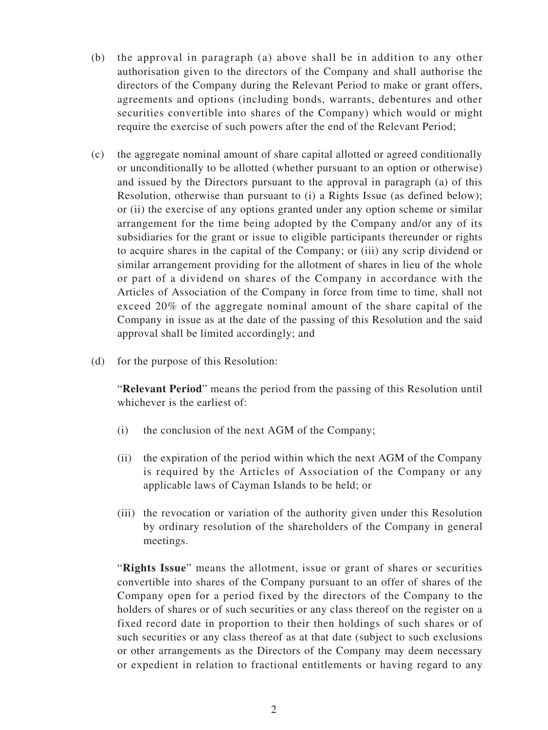(b) the approval in paragraph (a) above shall be in addition to any other authorisation given to the directors of the Company and shall authorise the directors of the Company during the Relevant Period to make or grant offers, agreements and options (including bonds, warrants, debentures and other securities convertible into shares of the Company) which would or might require the exercise of such powers after the end of the Relevant Period;

(c) the aggregate nominal amount of share capital allotted or agreed conditionally or unconditionally to be allotted (whether pursuant to an option or otherwise) and issued by the Directors pursuant to the approval in paragraph (a) of this Resolution, otherwise than pursuant to (i) a Rights Issue (as defined below); or (ii) the exercise of any options granted under any option scheme or similar arrangement for the time being adopted by the Company and/or any of its subsidiaries for the grant or issue to eligible participants thereunder or rights to acquire shares in the capital of the Company; or (iii) any scrip dividend or similar arrangement providing for the allotment of shares in lieu of the whole or part of a dividend on shares of the Company in accordance with the Articles of Association of the Company in force from time to time, shall not exceed 20% of the aggregate nominal amount of the share capital of the Company in issue as at the date of the passing of this Resolution and the said approval shall be limited accordingly; and

(d) for the purpose of this Resolution:

"**Relevant Period**" means the period from the passing of this Resolution until whichever is the earliest of:

(i) the conclusion of the next AGM of the Company;

(ii) the expiration of the period within which the next AGM of the Company is required by the Articles of Association of the Company or any applicable laws of Cayman Islands to be held; or

(iii) the revocation or variation of the authority given under this Resolution by ordinary resolution of the shareholders of the Company in general meetings.

"**Rights Issue**" means the allotment, issue or grant of shares or securities convertible into shares of the Company pursuant to an offer of shares of the Company open for a period fixed by the directors of the Company to the holders of shares or of such securities or any class thereof on the register on a fixed record date in proportion to their then holdings of such shares or of such securities or any class thereof as at that date (subject to such exclusions or other arrangements as the Directors of the Company may deem necessary or expedient in relation to fractional entitlements or having regard to any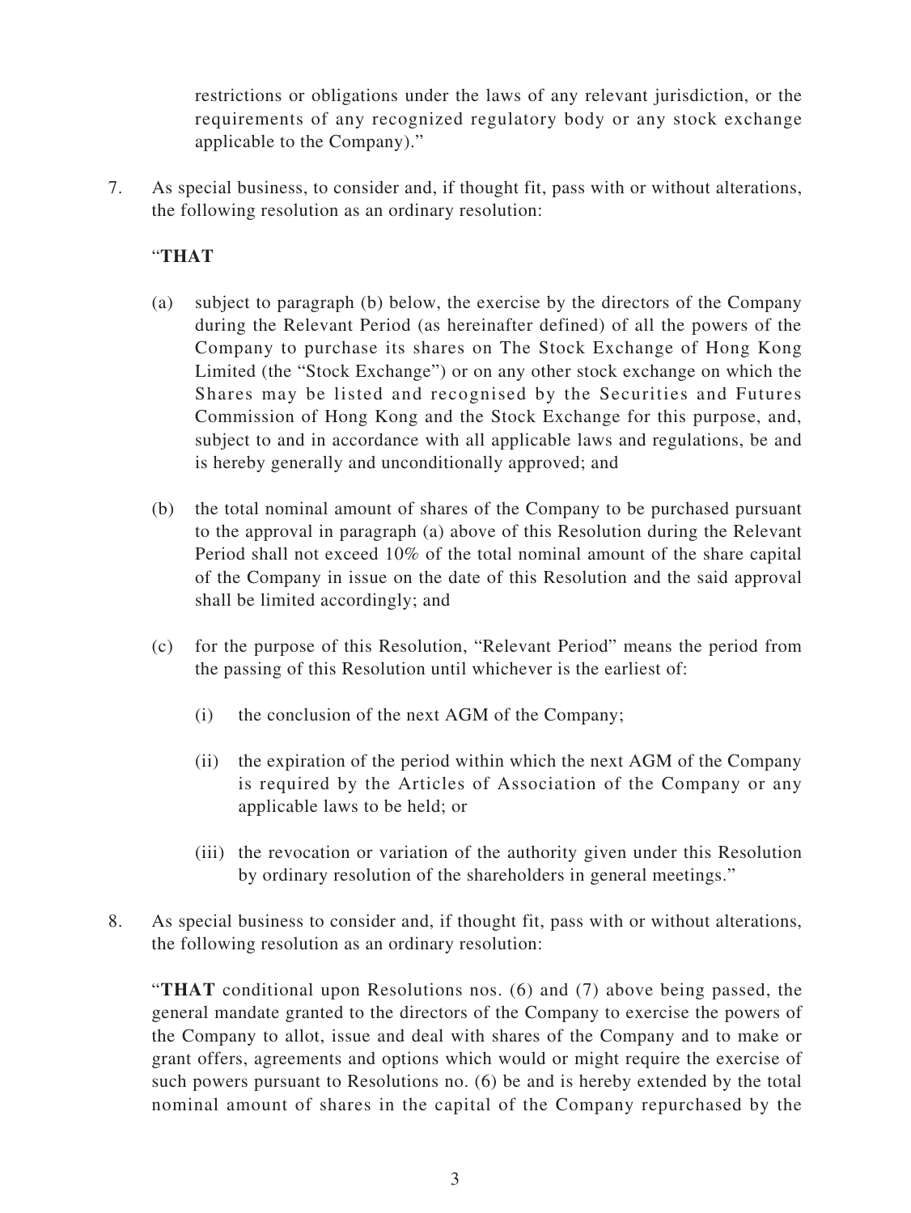restrictions or obligations under the laws of any relevant jurisdiction, or the requirements of any recognized regulatory body or any stock exchange applicable to the Company)."

7. As special business, to consider and, if thought fit, pass with or without alterations, the following resolution as an ordinary resolution:

   "**THAT**

   (a) subject to paragraph (b) below, the exercise by the directors of the Company during the Relevant Period (as hereinafter defined) of all the powers of the Company to purchase its shares on The Stock Exchange of Hong Kong Limited (the "Stock Exchange") or on any other stock exchange on which the Shares may be listed and recognised by the Securities and Futures Commission of Hong Kong and the Stock Exchange for this purpose, and, subject to and in accordance with all applicable laws and regulations, be and is hereby generally and unconditionally approved; and

   (b) the total nominal amount of shares of the Company to be purchased pursuant to the approval in paragraph (a) above of this Resolution during the Relevant Period shall not exceed 10% of the total nominal amount of the share capital of the Company in issue on the date of this Resolution and the said approval shall be limited accordingly; and

   (c) for the purpose of this Resolution, "Relevant Period" means the period from the passing of this Resolution until whichever is the earliest of:

      (i) the conclusion of the next AGM of the Company;

      (ii) the expiration of the period within which the next AGM of the Company is required by the Articles of Association of the Company or any applicable laws to be held; or

      (iii) the revocation or variation of the authority given under this Resolution by ordinary resolution of the shareholders in general meetings."

8. As special business to consider and, if thought fit, pass with or without alterations, the following resolution as an ordinary resolution:

   "**THAT** conditional upon Resolutions nos. (6) and (7) above being passed, the general mandate granted to the directors of the Company to exercise the powers of the Company to allot, issue and deal with shares of the Company and to make or grant offers, agreements and options which would or might require the exercise of such powers pursuant to Resolutions no. (6) be and is hereby extended by the total nominal amount of shares in the capital of the Company repurchased by the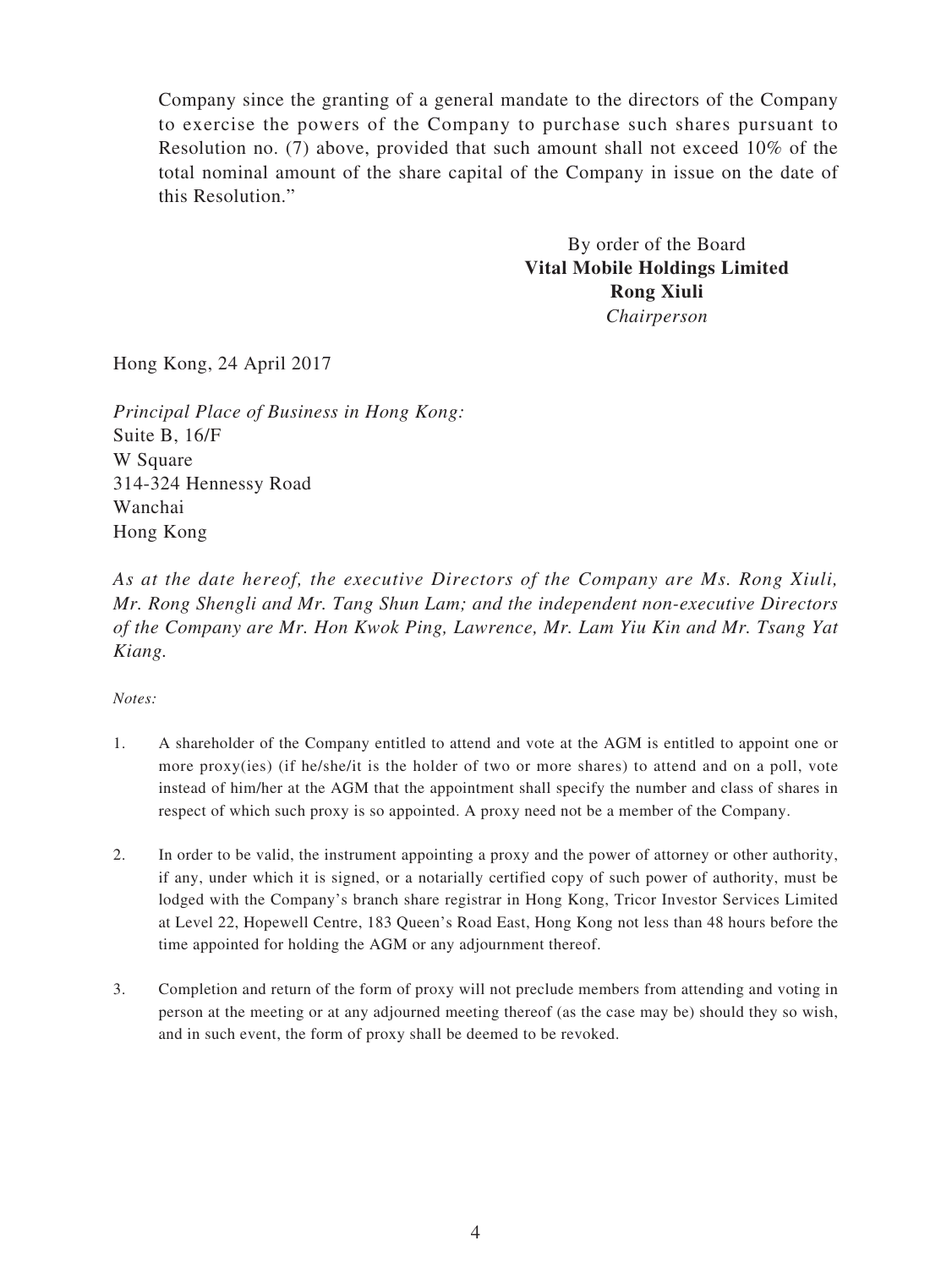Company since the granting of a general mandate to the directors of the Company to exercise the powers of the Company to purchase such shares pursuant to Resolution no. (7) above, provided that such amount shall not exceed 10% of the total nominal amount of the share capital of the Company in issue on the date of this Resolution."

By order of the Board  
**Vital Mobile Holdings Limited**  
**Rong Xiuli**  
*Chairperson*

Hong Kong, 24 April 2017

*Principal Place of Business in Hong Kong:*  
Suite B, 16/F  
W Square  
314-324 Hennessy Road  
Wanchai  
Hong Kong

*As at the date hereof, the executive Directors of the Company are Ms. Rong Xiuli, Mr. Rong Shengli and Mr. Tang Shun Lam; and the independent non-executive Directors of the Company are Mr. Hon Kwok Ping, Lawrence, Mr. Lam Yiu Kin and Mr. Tsang Yat Kiang.*

*Notes:*

1. A shareholder of the Company entitled to attend and vote at the AGM is entitled to appoint one or more proxy(ies) (if he/she/it is the holder of two or more shares) to attend and on a poll, vote instead of him/her at the AGM that the appointment shall specify the number and class of shares in respect of which such proxy is so appointed. A proxy need not be a member of the Company.

2. In order to be valid, the instrument appointing a proxy and the power of attorney or other authority, if any, under which it is signed, or a notarially certified copy of such power of authority, must be lodged with the Company's branch share registrar in Hong Kong, Tricor Investor Services Limited at Level 22, Hopewell Centre, 183 Queen's Road East, Hong Kong not less than 48 hours before the time appointed for holding the AGM or any adjournment thereof.

3. Completion and return of the form of proxy will not preclude members from attending and voting in person at the meeting or at any adjourned meeting thereof (as the case may be) should they so wish, and in such event, the form of proxy shall be deemed to be revoked.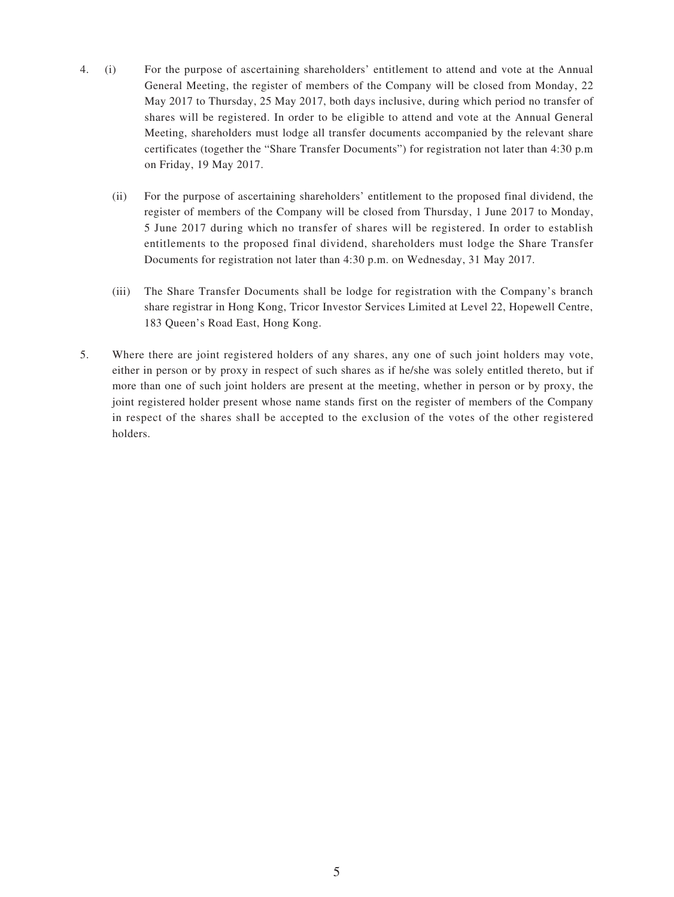4. (i) For the purpose of ascertaining shareholders' entitlement to attend and vote at the Annual General Meeting, the register of members of the Company will be closed from Monday, 22 May 2017 to Thursday, 25 May 2017, both days inclusive, during which period no transfer of shares will be registered. In order to be eligible to attend and vote at the Annual General Meeting, shareholders must lodge all transfer documents accompanied by the relevant share certificates (together the "Share Transfer Documents") for registration not later than 4:30 p.m on Friday, 19 May 2017.

   (ii) For the purpose of ascertaining shareholders' entitlement to the proposed final dividend, the register of members of the Company will be closed from Thursday, 1 June 2017 to Monday, 5 June 2017 during which no transfer of shares will be registered. In order to establish entitlements to the proposed final dividend, shareholders must lodge the Share Transfer Documents for registration not later than 4:30 p.m. on Wednesday, 31 May 2017.

   (iii) The Share Transfer Documents shall be lodge for registration with the Company's branch share registrar in Hong Kong, Tricor Investor Services Limited at Level 22, Hopewell Centre, 183 Queen's Road East, Hong Kong.

5. Where there are joint registered holders of any shares, any one of such joint holders may vote, either in person or by proxy in respect of such shares as if he/she was solely entitled thereto, but if more than one of such joint holders are present at the meeting, whether in person or by proxy, the joint registered holder present whose name stands first on the register of members of the Company in respect of the shares shall be accepted to the exclusion of the votes of the other registered holders.